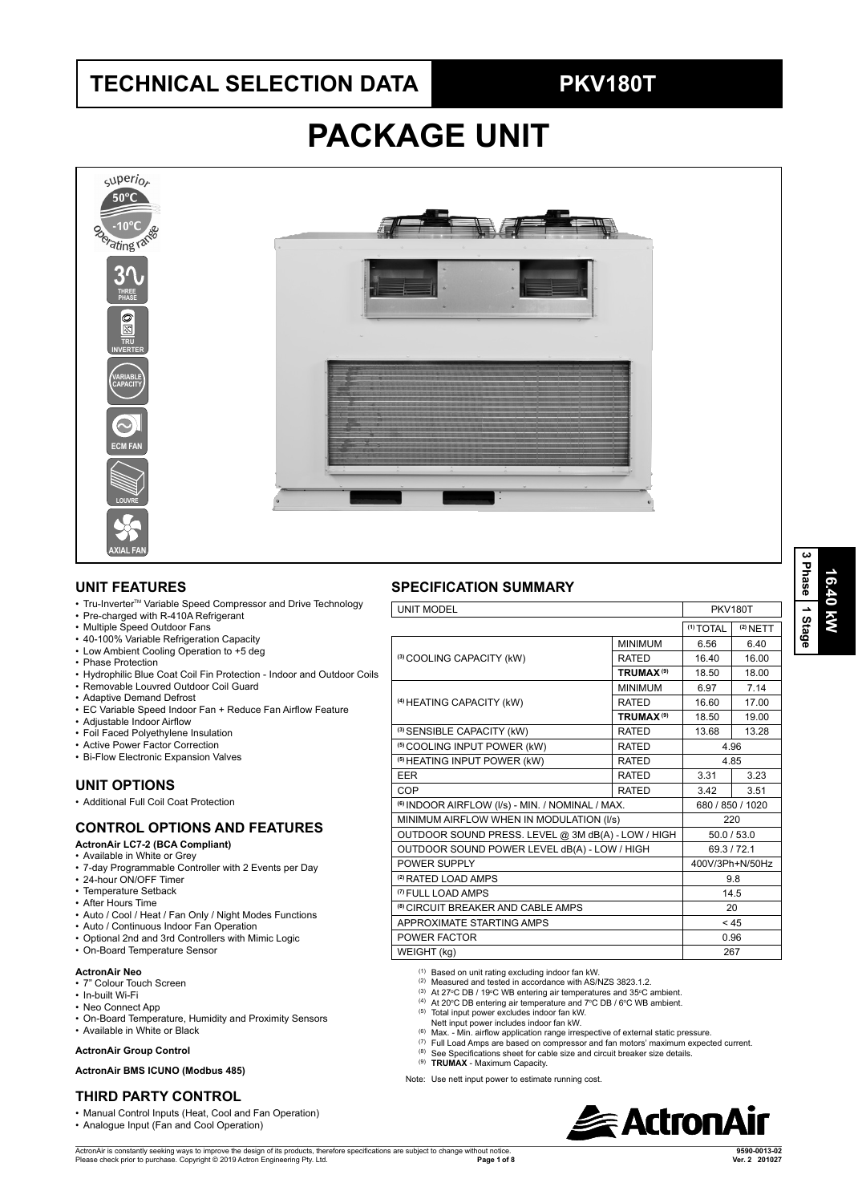# TECHNICAL SELECTION DATA

**PKV180T**

# PACKAGE UNIT

superior 50°C -10°C operating range

THREE PHASE

TRU INVERTER

VARIABLE CAPACITY

ECM FAN

LOUVRE

AXIAL FAN

3 Phase | 1 Stage | 16.40 kW

## UNIT FEATURES

- Tru-Inverter™ Variable Speed Compressor and Drive Technology
- Pre-charged with R-410A Refrigerant
- Multiple Speed Outdoor Fans
- 40-100% Variable Refrigeration Capacity
- Low Ambient Cooling Operation to +5 deg
- Phase Protection
- Hydrophilic Blue Coat Coil Fin Protection - Indoor and Outdoor Coils
- Removable Louvred Outdoor Coil Guard
- Adaptive Demand Defrost
- EC Variable Speed Indoor Fan + Reduce Fan Airflow Feature
- Adjustable Indoor Airflow
- Foil Faced Polyethylene Insulation
- Active Power Factor Correction
- Bi-Flow Electronic Expansion Valves

## UNIT OPTIONS

- Additional Full Coil Coat Protection

## CONTROL OPTIONS AND FEATURES

**ActronAir LC7-2 (BCA Compliant)**

- Available in White or Grey
- 7-day Programmable Controller with 2 Events per Day
- 24-hour ON/OFF Timer
- Temperature Setback
- After Hours Time
- Auto / Cool / Heat / Fan Only / Night Modes Functions
- Auto / Continuous Indoor Fan Operation
- Optional 2nd and 3rd Controllers with Mimic Logic
- On-Board Temperature Sensor

**ActronAir Neo**

- 7" Colour Touch Screen
- In-built Wi-Fi
- Neo Connect App
- On-Board Temperature, Humidity and Proximity Sensors
- Available in White or Black

**ActronAir Group Control**

**ActronAir BMS ICUNO (Modbus 485)**

## THIRD PARTY CONTROL

- Manual Control Inputs (Heat, Cool and Fan Operation)
- Analogue Input (Fan and Cool Operation)

## SPECIFICATION SUMMARY

| UNIT MODEL | | PKV180T | |
|---|---|---|---|
| | | (1) TOTAL | (2) NETT |
| (3) COOLING CAPACITY (kW) | MINIMUM | 6.56 | 6.40 |
| | RATED | 16.40 | 16.00 |
| | **TRUMAX (9)** | 18.50 | 18.00 |
| (4) HEATING CAPACITY (kW) | MINIMUM | 6.97 | 7.14 |
| | RATED | 16.60 | 17.00 |
| | **TRUMAX (9)** | 18.50 | 19.00 |
| (3) SENSIBLE CAPACITY (kW) | RATED | 13.68 | 13.28 |
| (5) COOLING INPUT POWER (kW) | RATED | 4.96 | |
| (5) HEATING INPUT POWER (kW) | RATED | 4.85 | |
| EER | RATED | 3.31 | 3.23 |
| COP | RATED | 3.42 | 3.51 |
| (6) INDOOR AIRFLOW (l/s) - MIN. / NOMINAL / MAX. | | 680 / 850 / 1020 | |
| MINIMUM AIRFLOW WHEN IN MODULATION (l/s) | | 220 | |
| OUTDOOR SOUND PRESS. LEVEL @ 3M dB(A) - LOW / HIGH | | 50.0 / 53.0 | |
| OUTDOOR SOUND POWER LEVEL dB(A) - LOW / HIGH | | 69.3 / 72.1 | |
| POWER SUPPLY | | 400V/3Ph+N/50Hz | |
| (2) RATED LOAD AMPS | | 9.8 | |
| (7) FULL LOAD AMPS | | 14.5 | |
| (8) CIRCUIT BREAKER AND CABLE AMPS | | 20 | |
| APPROXIMATE STARTING AMPS | | < 45 | |
| POWER FACTOR | | 0.96 | |
| WEIGHT (kg) | | 267 | |

(1) Based on unit rating excluding indoor fan kW.
(2) Measured and tested in accordance with AS/NZS 3823.1.2.
(3) At 27°C DB / 19°C WB entering air temperatures and 35°C ambient.
(4) At 20°C DB entering air temperature and 7°C DB / 6°C WB ambient.
(5) Total input power excludes indoor fan kW. Nett input power includes indoor fan kW.
(6) Max. - Min. airflow application range irrespective of external static pressure.
(7) Full Load Amps are based on compressor and fan motors' maximum expected current.
(8) See Specifications sheet for cable size and circuit breaker size details.
(9) **TRUMAX** - Maximum Capacity.

Note: Use nett input power to estimate running cost.

ActronAir

ActronAir is constantly seeking ways to improve the design of its products, therefore specifications are subject to change without notice. Please check prior to purchase. Copyright © 2019 Actron Engineering Pty. Ltd.

9590-0013-02 Ver. 2 201027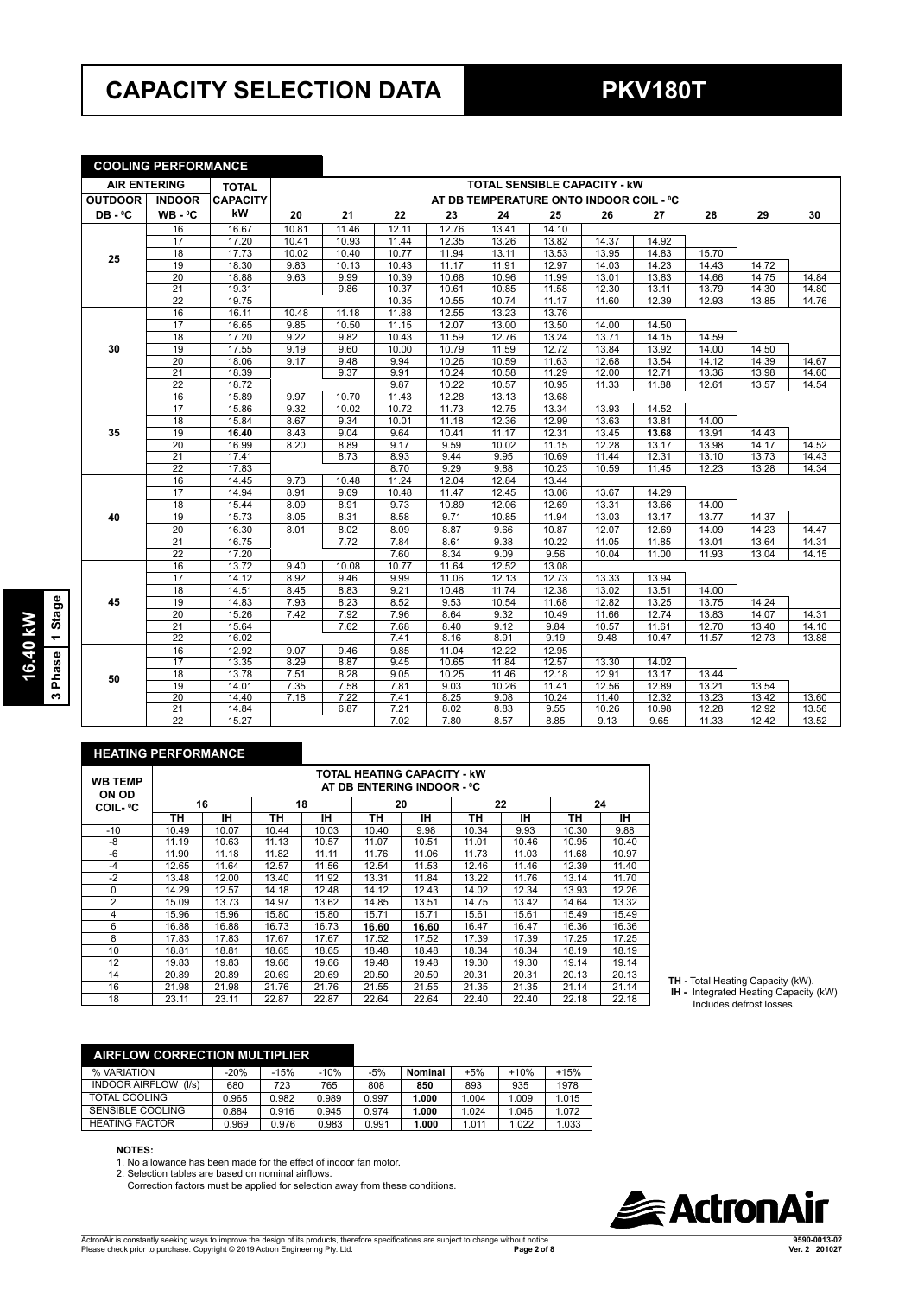# CAPACITY SELECTION DATA

# PKV180T

16.40 kW | 3 Phase | 1 Stage

## COOLING PERFORMANCE

| AIR ENTERING | | TOTAL CAPACITY | TOTAL SENSIBLE CAPACITY - kW AT DB TEMPERATURE ONTO INDOOR COIL - ºC | | | | | | | | | | |
|---|---|---|---|---|---|---|---|---|---|---|---|---|---|
| OUTDOOR DB - ºC | INDOOR WB - ºC | kW | 20 | 21 | 22 | 23 | 24 | 25 | 26 | 27 | 28 | 29 | 30 |
| 25 | 16 | 16.67 | 10.81 | 11.46 | 12.11 | 12.76 | 13.41 | 14.10 | | | | | |
| | 17 | 17.20 | 10.41 | 10.93 | 11.44 | 12.35 | 13.26 | 13.82 | 14.37 | 14.92 | | | |
| | 18 | 17.73 | 10.02 | 10.40 | 10.77 | 11.94 | 13.11 | 13.53 | 13.95 | 14.83 | 15.70 | | |
| | 19 | 18.30 | 9.83 | 10.13 | 10.43 | 11.17 | 11.91 | 12.97 | 14.03 | 14.23 | 14.43 | 14.72 | |
| | 20 | 18.88 | 9.63 | 9.99 | 10.39 | 10.68 | 10.96 | 11.99 | 13.01 | 13.83 | 14.66 | 14.75 | 14.84 |
| | 21 | 19.31 | | 9.86 | 10.37 | 10.61 | 10.85 | 11.58 | 12.30 | 13.11 | 13.79 | 14.30 | 14.80 |
| | 22 | 19.75 | | | 10.35 | 10.55 | 10.74 | 11.17 | 11.60 | 12.39 | 12.93 | 13.85 | 14.76 |
| 30 | 16 | 16.11 | 10.48 | 11.18 | 11.88 | 12.55 | 13.23 | 13.76 | | | | | |
| | 17 | 16.65 | 9.85 | 10.50 | 11.15 | 12.07 | 13.00 | 13.50 | 14.00 | 14.50 | | | |
| | 18 | 17.20 | 9.22 | 9.82 | 10.43 | 11.59 | 12.76 | 13.24 | 13.71 | 14.15 | 14.59 | | |
| | 19 | 17.55 | 9.19 | 9.60 | 10.00 | 10.79 | 11.59 | 12.72 | 13.84 | 13.92 | 14.00 | 14.50 | |
| | 20 | 18.06 | 9.17 | 9.48 | 9.94 | 10.26 | 10.59 | 11.63 | 12.68 | 13.54 | 14.12 | 14.39 | 14.67 |
| | 21 | 18.39 | | 9.37 | 9.91 | 10.24 | 10.58 | 11.29 | 12.00 | 12.71 | 13.36 | 13.98 | 14.60 |
| | 22 | 18.72 | | | 9.87 | 10.22 | 10.57 | 10.95 | 11.33 | 11.88 | 12.61 | 13.57 | 14.54 |
| 35 | 16 | 15.89 | 9.97 | 10.70 | 11.43 | 12.28 | 13.13 | 13.68 | | | | | |
| | 17 | 15.86 | 9.32 | 10.02 | 10.72 | 11.73 | 12.75 | 13.34 | 13.93 | 14.52 | | | |
| | 18 | 15.84 | 8.67 | 9.34 | 10.01 | 11.18 | 12.36 | 12.99 | 13.63 | 13.81 | 14.00 | | |
| | 19 | **16.40** | 8.43 | 9.04 | 9.64 | 10.41 | 11.17 | 12.31 | 13.45 | **13.68** | 13.91 | 14.43 | |
| | 20 | 16.99 | 8.20 | 8.89 | 9.17 | 9.59 | 10.02 | 11.15 | 12.28 | 13.17 | 13.98 | 14.17 | 14.52 |
| | 21 | 17.41 | | 8.73 | 8.93 | 9.44 | 9.95 | 10.69 | 11.44 | 12.31 | 13.10 | 13.73 | 14.43 |
| | 22 | 17.83 | | | 8.70 | 9.29 | 9.88 | 10.23 | 10.59 | 11.45 | 12.23 | 13.28 | 14.34 |
| 40 | 16 | 14.45 | 9.73 | 10.48 | 11.24 | 12.04 | 12.84 | 13.44 | | | | | |
| | 17 | 14.94 | 8.91 | 9.69 | 10.48 | 11.47 | 12.45 | 13.06 | 13.67 | 14.29 | | | |
| | 18 | 15.44 | 8.09 | 8.91 | 9.73 | 10.89 | 12.06 | 12.69 | 13.31 | 13.66 | 14.00 | | |
| | 19 | 15.73 | 8.05 | 8.31 | 8.58 | 9.71 | 10.85 | 11.94 | 13.03 | 13.17 | 13.77 | 14.37 | |
| | 20 | 16.30 | 8.01 | 8.02 | 8.09 | 8.87 | 9.66 | 10.87 | 12.07 | 12.69 | 14.09 | 14.23 | 14.47 |
| | 21 | 16.75 | | 7.72 | 7.84 | 8.61 | 9.38 | 10.22 | 11.05 | 11.85 | 13.01 | 13.64 | 14.31 |
| | 22 | 17.20 | | | 7.60 | 8.34 | 9.09 | 9.56 | 10.04 | 11.00 | 11.93 | 13.04 | 14.15 |
| 45 | 16 | 13.72 | 9.40 | 10.08 | 10.77 | 11.64 | 12.52 | 13.08 | | | | | |
| | 17 | 14.12 | 8.92 | 9.46 | 9.99 | 11.06 | 12.13 | 12.73 | 13.33 | 13.94 | | | |
| | 18 | 14.51 | 8.45 | 8.83 | 9.21 | 10.48 | 11.74 | 12.38 | 13.02 | 13.51 | 14.00 | | |
| | 19 | 14.83 | 7.93 | 8.23 | 8.52 | 9.53 | 10.54 | 11.68 | 12.82 | 13.25 | 13.75 | 14.24 | |
| | 20 | 15.26 | 7.42 | 7.92 | 7.96 | 8.64 | 9.32 | 10.49 | 11.66 | 12.74 | 13.83 | 14.07 | 14.31 |
| | 21 | 15.64 | | 7.62 | 7.68 | 8.40 | 9.12 | 9.84 | 10.57 | 11.61 | 12.70 | 13.40 | 14.10 |
| | 22 | 16.02 | | | 7.41 | 8.16 | 8.91 | 9.19 | 9.48 | 10.47 | 11.57 | 12.73 | 13.88 |
| 50 | 16 | 12.92 | 9.07 | 9.46 | 9.85 | 11.04 | 12.22 | 12.95 | | | | | |
| | 17 | 13.35 | 8.29 | 8.87 | 9.45 | 10.65 | 11.84 | 12.57 | 13.30 | 14.02 | | | |
| | 18 | 13.78 | 7.51 | 8.28 | 9.05 | 10.25 | 11.46 | 12.18 | 12.91 | 13.17 | 13.44 | | |
| | 19 | 14.01 | 7.35 | 7.58 | 7.81 | 9.03 | 10.26 | 11.41 | 12.56 | 12.89 | 13.21 | 13.54 | |
| | 20 | 14.40 | 7.18 | 7.22 | 7.41 | 8.25 | 9.08 | 10.24 | 11.40 | 12.32 | 13.23 | 13.42 | 13.60 |
| | 21 | 14.84 | | 6.87 | 7.21 | 8.02 | 8.83 | 9.55 | 10.26 | 10.98 | 12.28 | 12.92 | 13.56 |
| | 22 | 15.27 | | | 7.02 | 7.80 | 8.57 | 8.85 | 9.13 | 9.65 | 11.33 | 12.42 | 13.52 |

## HEATING PERFORMANCE

| WB TEMP ON OD COIL- ºC | TOTAL HEATING CAPACITY - kW AT DB ENTERING INDOOR - ºC | | | | | | | | | |
|---|---|---|---|---|---|---|---|---|---|---|
| | 16 | | 18 | | 20 | | 22 | | 24 | |
| | TH | IH | TH | IH | TH | IH | TH | IH | TH | IH |
| -10 | 10.49 | 10.07 | 10.44 | 10.03 | 10.40 | 9.98 | 10.34 | 9.93 | 10.30 | 9.88 |
| -8 | 11.19 | 10.63 | 11.13 | 10.57 | 11.07 | 10.51 | 11.01 | 10.46 | 10.95 | 10.40 |
| -6 | 11.90 | 11.18 | 11.82 | 11.11 | 11.76 | 11.06 | 11.73 | 11.03 | 11.68 | 10.97 |
| -4 | 12.65 | 11.64 | 12.57 | 11.56 | 12.54 | 11.53 | 12.46 | 11.46 | 12.39 | 11.40 |
| -2 | 13.48 | 12.00 | 13.40 | 11.92 | 13.31 | 11.84 | 13.22 | 11.76 | 13.14 | 11.70 |
| 0 | 14.29 | 12.57 | 14.18 | 12.48 | 14.12 | 12.43 | 14.02 | 12.34 | 13.93 | 12.26 |
| 2 | 15.09 | 13.73 | 14.97 | 13.62 | 14.85 | 13.51 | 14.75 | 13.42 | 14.64 | 13.32 |
| 4 | 15.96 | 15.96 | 15.80 | 15.80 | 15.71 | 15.71 | 15.61 | 15.61 | 15.49 | 15.49 |
| 6 | 16.88 | 16.88 | 16.73 | 16.73 | **16.60** | **16.60** | 16.47 | 16.47 | 16.36 | 16.36 |
| 8 | 17.83 | 17.83 | 17.67 | 17.67 | 17.52 | 17.52 | 17.39 | 17.39 | 17.25 | 17.25 |
| 10 | 18.81 | 18.81 | 18.65 | 18.65 | 18.48 | 18.48 | 18.34 | 18.34 | 18.19 | 18.19 |
| 12 | 19.83 | 19.83 | 19.66 | 19.66 | 19.48 | 19.48 | 19.30 | 19.30 | 19.14 | 19.14 |
| 14 | 20.89 | 20.89 | 20.69 | 20.69 | 20.50 | 20.50 | 20.31 | 20.31 | 20.13 | 20.13 |
| 16 | 21.98 | 21.98 | 21.76 | 21.76 | 21.55 | 21.55 | 21.35 | 21.35 | 21.14 | 21.14 |
| 18 | 23.11 | 23.11 | 22.87 | 22.87 | 22.64 | 22.64 | 22.40 | 22.40 | 22.18 | 22.18 |

**TH -** Total Heating Capacity (kW).
**IH -** Integrated Heating Capacity (kW) Includes defrost losses.

## AIRFLOW CORRECTION MULTIPLIER

| % VARIATION | -20% | -15% | -10% | -5% | **Nominal** | +5% | +10% | +15% |
|---|---|---|---|---|---|---|---|---|
| INDOOR AIRFLOW (l/s) | 680 | 723 | 765 | 808 | **850** | 893 | 935 | 1978 |
| TOTAL COOLING | 0.965 | 0.982 | 0.989 | 0.997 | **1.000** | 1.004 | 1.009 | 1.015 |
| SENSIBLE COOLING | 0.884 | 0.916 | 0.945 | 0.974 | **1.000** | 1.024 | 1.046 | 1.072 |
| HEATING FACTOR | 0.969 | 0.976 | 0.983 | 0.991 | **1.000** | 1.011 | 1.022 | 1.033 |

**NOTES:**

1. No allowance has been made for the effect of indoor fan motor.
2. Selection tables are based on nominal airflows.
   Correction factors must be applied for selection away from these conditions.

ActronAir

ActronAir is constantly seeking ways to improve the design of its products, therefore specifications are subject to change without notice.
Please check prior to purchase. Copyright © 2019 Actron Engineering Pty. Ltd.

9590-0013-02
Ver. 2 201027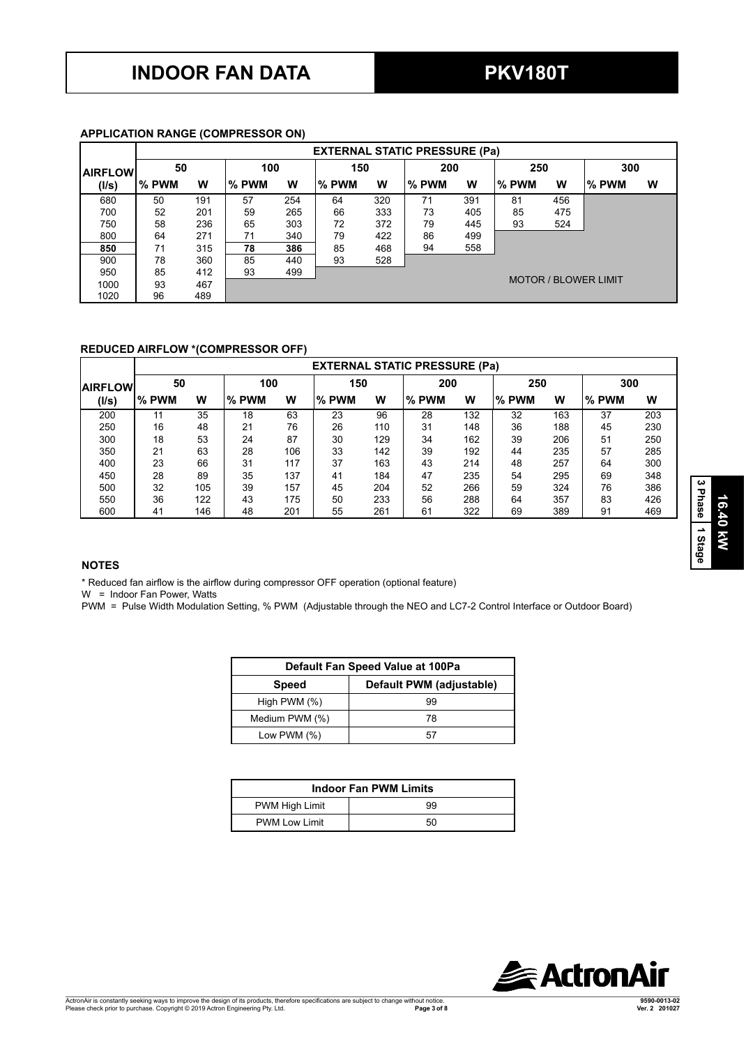# INDOOR FAN DATA

# PKV180T

### APPLICATION RANGE (COMPRESSOR ON)

| AIRFLOW (l/s) | EXTERNAL STATIC PRESSURE (Pa) | | | | | | | | | | | |
|---|---|---|---|---|---|---|---|---|---|---|---|---|
| | 50 | | 100 | | 150 | | 200 | | 250 | | 300 | |
| | % PWM | W | % PWM | W | % PWM | W | % PWM | W | % PWM | W | % PWM | W |
| 680 | 50 | 191 | 57 | 254 | 64 | 320 | 71 | 391 | 81 | 456 | | |
| 700 | 52 | 201 | 59 | 265 | 66 | 333 | 73 | 405 | 85 | 475 | | |
| 750 | 58 | 236 | 65 | 303 | 72 | 372 | 79 | 445 | 93 | 524 | | |
| 800 | 64 | 271 | 71 | 340 | 79 | 422 | 86 | 499 | | | | |
| **850** | 71 | 315 | **78** | **386** | 85 | 468 | 94 | 558 | | | | |
| 900 | 78 | 360 | 85 | 440 | 93 | 528 | | | | | | |
| 950 | 85 | 412 | 93 | 499 | | | | | | | | |
| 1000 | 93 | 467 | | | | | | | MOTOR / BLOWER LIMIT | | | |
| 1020 | 96 | 489 | | | | | | | | | | |

### REDUCED AIRFLOW *(COMPRESSOR OFF)

| AIRFLOW (l/s) | EXTERNAL STATIC PRESSURE (Pa) | | | | | | | | | | | |
|---|---|---|---|---|---|---|---|---|---|---|---|---|
| | 50 | | 100 | | 150 | | 200 | | 250 | | 300 | |
| | % PWM | W | % PWM | W | % PWM | W | % PWM | W | % PWM | W | % PWM | W |
| 200 | 11 | 35 | 18 | 63 | 23 | 96 | 28 | 132 | 32 | 163 | 37 | 203 |
| 250 | 16 | 48 | 21 | 76 | 26 | 110 | 31 | 148 | 36 | 188 | 45 | 230 |
| 300 | 18 | 53 | 24 | 87 | 30 | 129 | 34 | 162 | 39 | 206 | 51 | 250 |
| 350 | 21 | 63 | 28 | 106 | 33 | 142 | 39 | 192 | 44 | 235 | 57 | 285 |
| 400 | 23 | 66 | 31 | 117 | 37 | 163 | 43 | 214 | 48 | 257 | 64 | 300 |
| 450 | 28 | 89 | 35 | 137 | 41 | 184 | 47 | 235 | 54 | 295 | 69 | 348 |
| 500 | 32 | 105 | 39 | 157 | 45 | 204 | 52 | 266 | 59 | 324 | 76 | 386 |
| 550 | 36 | 122 | 43 | 175 | 50 | 233 | 56 | 288 | 64 | 357 | 83 | 426 |
| 600 | 41 | 146 | 48 | 201 | 55 | 261 | 61 | 322 | 69 | 389 | 91 | 469 |

16.40 kW
3 Phase | 1 Stage

### NOTES

* Reduced fan airflow is the airflow during compressor OFF operation (optional feature)

W = Indoor Fan Power, Watts

PWM = Pulse Width Modulation Setting, % PWM (Adjustable through the NEO and LC7-2 Control Interface or Outdoor Board)

| Default Fan Speed Value at 100Pa | |
|---|---|
| **Speed** | **Default PWM (adjustable)** |
| High PWM (%) | 99 |
| Medium PWM (%) | 78 |
| Low PWM (%) | 57 |

| Indoor Fan PWM Limits | |
|---|---|
| PWM High Limit | 99 |
| PWM Low Limit | 50 |

ActronAir is constantly seeking ways to improve the design of its products, therefore specifications are subject to change without notice.
Please check prior to purchase. Copyright © 2019 Actron Engineering Pty. Ltd.

9590-0013-02
Ver. 2 201027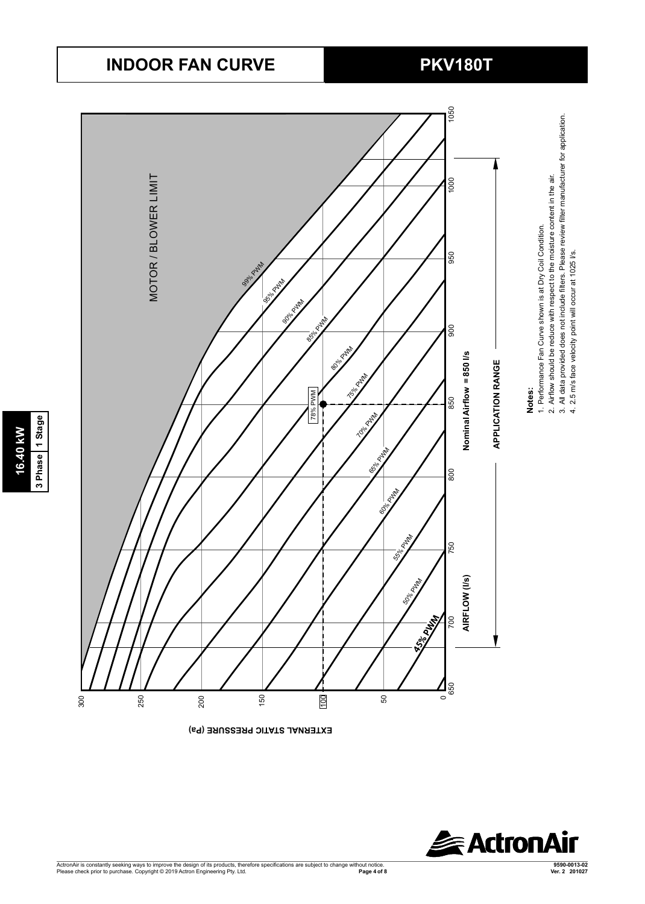# INDOOR FAN CURVE

# PKV180T

**16.40 kW**

**3 Phase | 1 Stage**

MOTOR / BLOWER LIMIT

99% PWM

95% PWM

90% PWM

85% PWM

80% PWM

78% PWM

75% PWM

70% PWM

65% PWM

60% PWM

55% PWM

50% PWM

45% PWM

EXTERNAL STATIC PRESSURE (Pa)

AIRFLOW (l/s)

**Nominal Airflow = 850 l/s**

**APPLICATION RANGE**

**Notes:**

1. Performance Fan Curve shown is at Dry Coil Condition.
2. Airflow should be reduce with respect to the moisture content in the air.
3. All data provided does not include filters. Please review filter manufacturer for application.
4. 2.5 m/s face velocity point will occur at 1025 l/s.

ActronAir is constantly seeking ways to improve the design of its products, therefore specifications are subject to change without notice.
Please check prior to purchase. Copyright © 2019 Actron Engineering Pty. Ltd.

9590-0013-02
Ver. 2 201027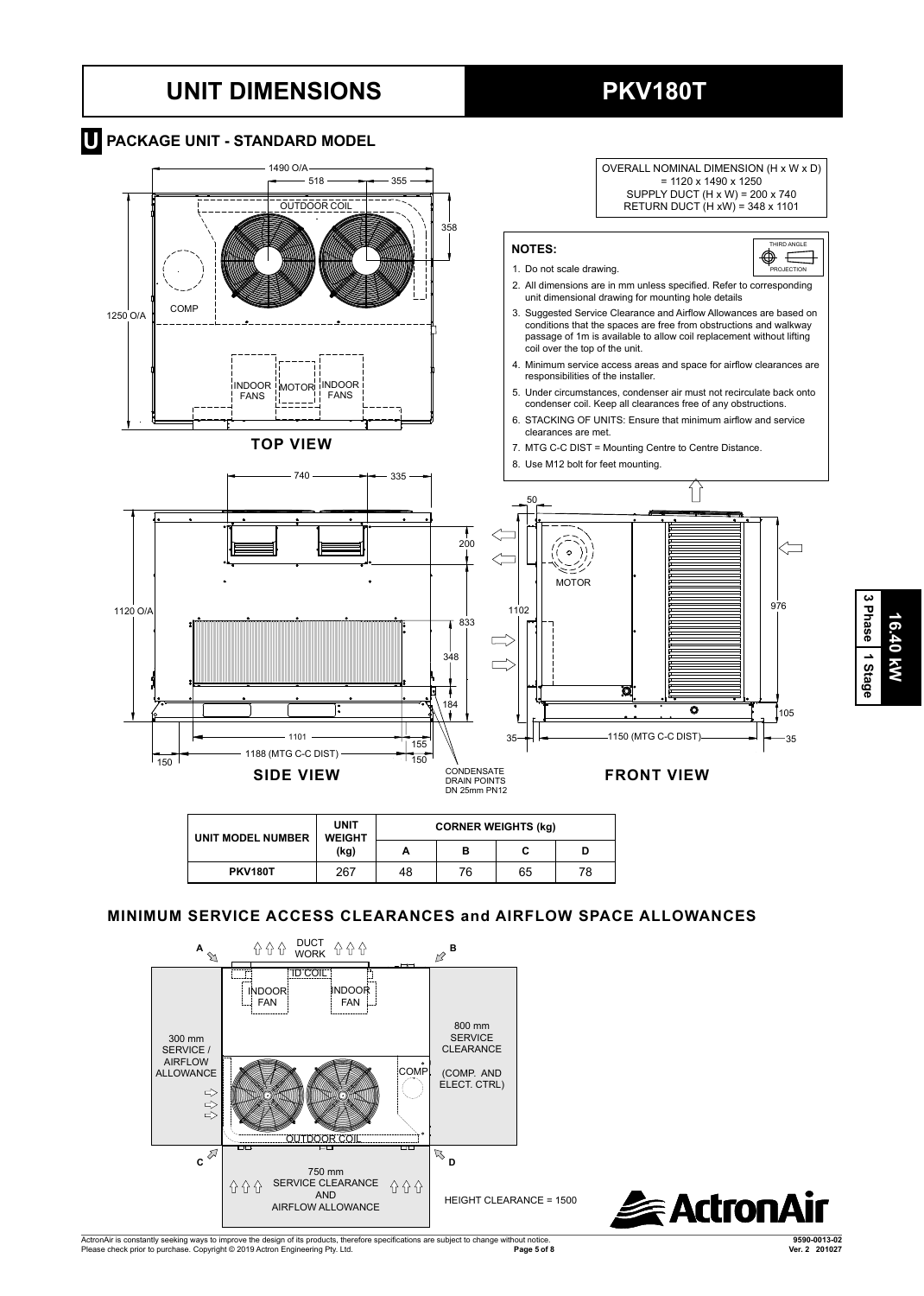# UNIT DIMENSIONS

# PKV180T

## U PACKAGE UNIT - STANDARD MODEL

OVERALL NOMINAL DIMENSION (H x W x D) = 1120 x 1490 x 1250
SUPPLY DUCT (H x W) = 200 x 740
RETURN DUCT (H xW) = 348 x 1101

**NOTES:**

1. Do not scale drawing.
2. All dimensions are in mm unless specified. Refer to corresponding unit dimensional drawing for mounting hole details
3. Suggested Service Clearance and Airflow Allowances are based on conditions that the spaces are free from obstructions and walkway passage of 1m is available to allow coil replacement without lifting coil over the top of the unit.
4. Minimum service access areas and space for airflow clearances are responsibilities of the installer.
5. Under circumstances, condenser air must not recirculate back onto condenser coil. Keep all clearances free of any obstructions.
6. STACKING OF UNITS: Ensure that minimum airflow and service clearances are met.
7. MTG C-C DIST = Mounting Centre to Centre Distance.
8. Use M12 bolt for feet mounting.

THIRD ANGLE PROJECTION

TOP VIEW: 1490 O/A, 518, 355, 358, 1250 O/A, OUTDOOR COIL, COMP, INDOOR FANS, MOTOR, INDOOR FANS

SIDE VIEW: 740, 335, 200, 1120 O/A, 833, 348, 184, 1101, 155, 1188 (MTG C-C DIST), 150, 150

CONDENSATE DRAIN POINTS DN 25mm PN12

FRONT VIEW: 50, MOTOR, 1102, 976, 105, 35, 1150 (MTG C-C DIST), 35

| UNIT MODEL NUMBER | UNIT WEIGHT (kg) | CORNER WEIGHTS (kg) | | | |
|---|---|---|---|---|---|
| | | A | B | C | D |
| PKV180T | 267 | 48 | 76 | 65 | 78 |

## MINIMUM SERVICE ACCESS CLEARANCES and AIRFLOW SPACE ALLOWANCES

A, B, C, D, DUCT WORK, ID COIL, INDOOR FAN, INDOOR FAN, COMP, OUTDOOR COIL

300 mm SERVICE / AIRFLOW ALLOWANCE

800 mm SERVICE CLEARANCE (COMP. AND ELECT. CTRL)

750 mm SERVICE CLEARANCE AND AIRFLOW ALLOWANCE

HEIGHT CLEARANCE = 1500

16.40 kW | 3 Phase | 1 Stage

ActronAir is constantly seeking ways to improve the design of its products, therefore specifications are subject to change without notice. Please check prior to purchase. Copyright © 2019 Actron Engineering Pty. Ltd.

9590-0013-02 Ver. 2 201027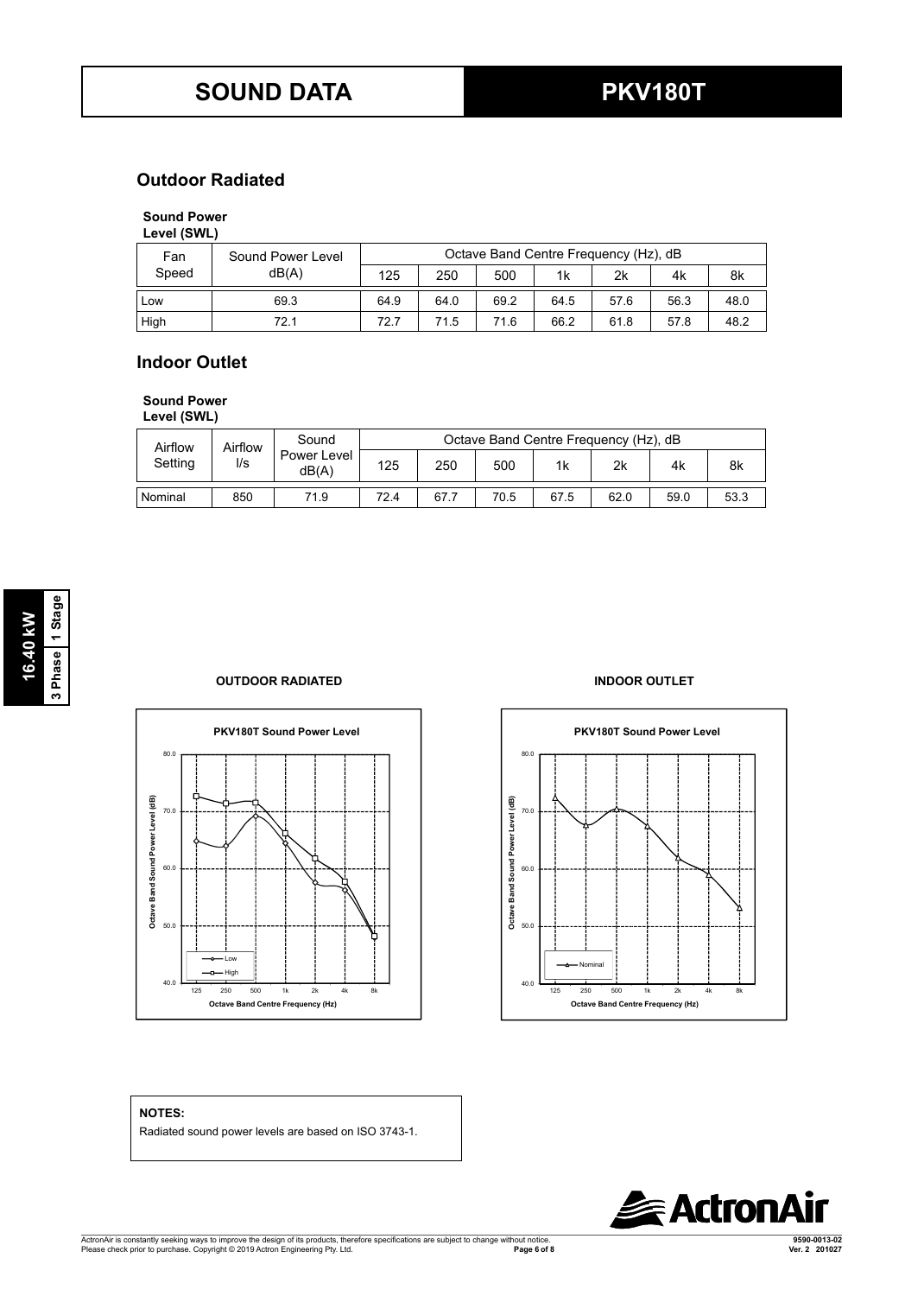# SOUND DATA

## PKV180T

## Outdoor Radiated

**Sound Power Level (SWL)**

| Fan Speed | Sound Power Level dB(A) | Octave Band Centre Frequency (Hz), dB | | | | | | |
|---|---|---|---|---|---|---|---|---|
| | | 125 | 250 | 500 | 1k | 2k | 4k | 8k |
| Low | 69.3 | 64.9 | 64.0 | 69.2 | 64.5 | 57.6 | 56.3 | 48.0 |
| High | 72.1 | 72.7 | 71.5 | 71.6 | 66.2 | 61.8 | 57.8 | 48.2 |

## Indoor Outlet

**Sound Power Level (SWL)**

| Airflow Setting | Airflow l/s | Sound Power Level dB(A) | Octave Band Centre Frequency (Hz), dB | | | | | | |
|---|---|---|---|---|---|---|---|---|---|
| | | | 125 | 250 | 500 | 1k | 2k | 4k | 8k |
| Nominal | 850 | 71.9 | 72.4 | 67.7 | 70.5 | 67.5 | 62.0 | 59.0 | 53.3 |

16.40 kW | 3 Phase | 1 Stage

**OUTDOOR RADIATED**

**INDOOR OUTLET**

**NOTES:**

Radiated sound power levels are based on ISO 3743-1.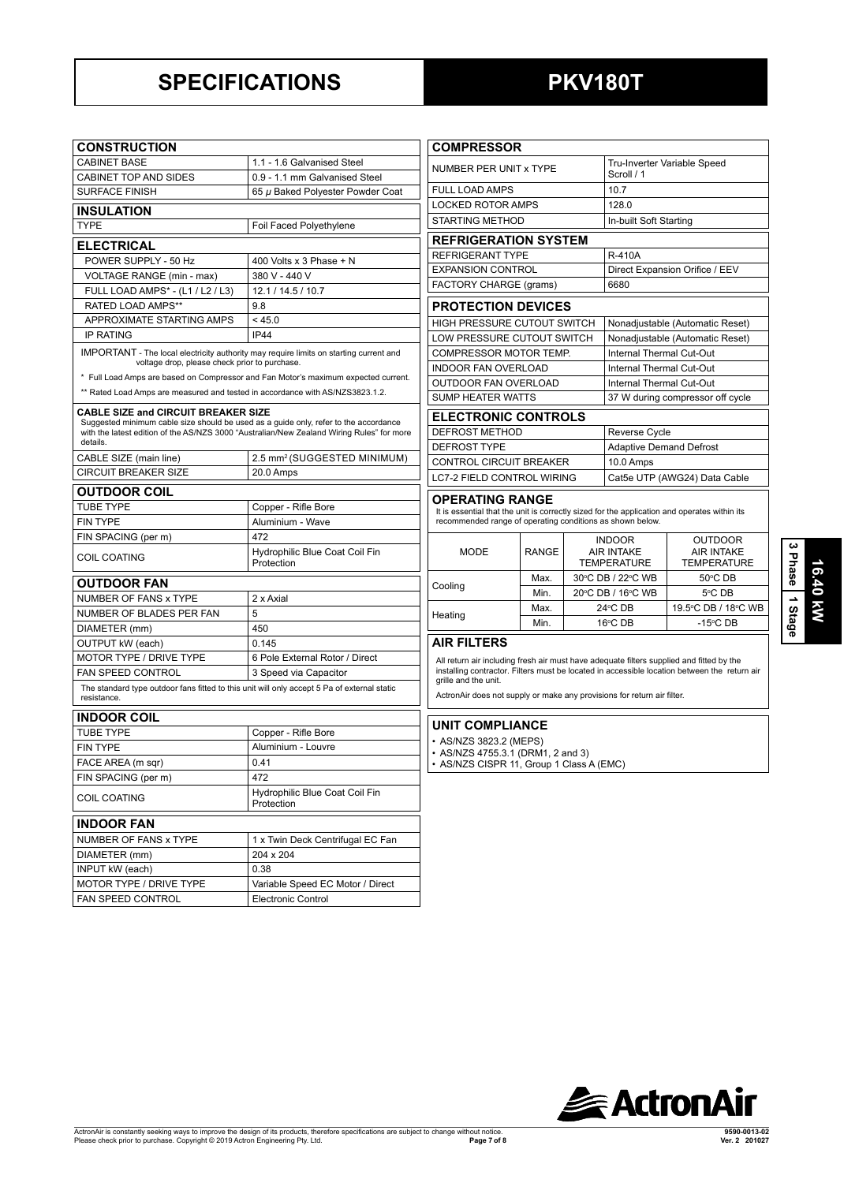# SPECIFICATIONS

# PKV180T

## CONSTRUCTION

| CONSTRUCTION | |
|---|---|
| CABINET BASE | 1.1 - 1.6 Galvanised Steel |
| CABINET TOP AND SIDES | 0.9 - 1.1 mm Galvanised Steel |
| SURFACE FINISH | 65 µ Baked Polyester Powder Coat |

## INSULATION

| INSULATION | |
|---|---|
| TYPE | Foil Faced Polyethylene |

## ELECTRICAL

| ELECTRICAL | |
|---|---|
| POWER SUPPLY - 50 Hz | 400 Volts x 3 Phase + N |
| VOLTAGE RANGE (min - max) | 380 V - 440 V |
| FULL LOAD AMPS* - (L1 / L2 / L3) | 12.1 / 14.5 / 10.7 |
| RATED LOAD AMPS** | 9.8 |
| APPROXIMATE STARTING AMPS | < 45.0 |
| IP RATING | IP44 |

IMPORTANT - The local electricity authority may require limits on starting current and voltage drop, please check prior to purchase.

* Full Load Amps are based on Compressor and Fan Motor's maximum expected current.

** Rated Load Amps are measured and tested in accordance with AS/NZS3823.1.2.

**CABLE SIZE and CIRCUIT BREAKER SIZE**
Suggested minimum cable size should be used as a guide only, refer to the accordance with the latest edition of the AS/NZS 3000 "Australian/New Zealand Wiring Rules" for more details.

| | |
|---|---|
| CABLE SIZE (main line) | 2.5 mm² (SUGGESTED MINIMUM) |
| CIRCUIT BREAKER SIZE | 20.0 Amps |

## OUTDOOR COIL

| OUTDOOR COIL | |
|---|---|
| TUBE TYPE | Copper - Rifle Bore |
| FIN TYPE | Aluminium - Wave |
| FIN SPACING (per m) | 472 |
| COIL COATING | Hydrophilic Blue Coat Coil Fin Protection |

## OUTDOOR FAN

| OUTDOOR FAN | |
|---|---|
| NUMBER OF FANS x TYPE | 2 x Axial |
| NUMBER OF BLADES PER FAN | 5 |
| DIAMETER (mm) | 450 |
| OUTPUT kW (each) | 0.145 |
| MOTOR TYPE / DRIVE TYPE | 6 Pole External Rotor / Direct |
| FAN SPEED CONTROL | 3 Speed via Capacitor |

The standard type outdoor fans fitted to this unit will only accept 5 Pa of external static resistance.

## INDOOR COIL

| INDOOR COIL | |
|---|---|
| TUBE TYPE | Copper - Rifle Bore |
| FIN TYPE | Aluminium - Louvre |
| FACE AREA (m sqr) | 0.41 |
| FIN SPACING (per m) | 472 |
| COIL COATING | Hydrophilic Blue Coat Coil Fin Protection |

## INDOOR FAN

| INDOOR FAN | |
|---|---|
| NUMBER OF FANS x TYPE | 1 x Twin Deck Centrifugal EC Fan |
| DIAMETER (mm) | 204 x 204 |
| INPUT kW (each) | 0.38 |
| MOTOR TYPE / DRIVE TYPE | Variable Speed EC Motor / Direct |
| FAN SPEED CONTROL | Electronic Control |

## COMPRESSOR

| COMPRESSOR | |
|---|---|
| NUMBER PER UNIT x TYPE | Tru-Inverter Variable Speed Scroll / 1 |
| FULL LOAD AMPS | 10.7 |
| LOCKED ROTOR AMPS | 128.0 |
| STARTING METHOD | In-built Soft Starting |

## REFRIGERATION SYSTEM

| REFRIGERATION SYSTEM | |
|---|---|
| REFRIGERANT TYPE | R-410A |
| EXPANSION CONTROL | Direct Expansion Orifice / EEV |
| FACTORY CHARGE (grams) | 6680 |

## PROTECTION DEVICES

| PROTECTION DEVICES | |
|---|---|
| HIGH PRESSURE CUTOUT SWITCH | Nonadjustable (Automatic Reset) |
| LOW PRESSURE CUTOUT SWITCH | Nonadjustable (Automatic Reset) |
| COMPRESSOR MOTOR TEMP. | Internal Thermal Cut-Out |
| INDOOR FAN OVERLOAD | Internal Thermal Cut-Out |
| OUTDOOR FAN OVERLOAD | Internal Thermal Cut-Out |
| SUMP HEATER WATTS | 37 W during compressor off cycle |

## ELECTRONIC CONTROLS

| ELECTRONIC CONTROLS | |
|---|---|
| DEFROST METHOD | Reverse Cycle |
| DEFROST TYPE | Adaptive Demand Defrost |
| CONTROL CIRCUIT BREAKER | 10.0 Amps |
| LC7-2 FIELD CONTROL WIRING | Cat5e UTP (AWG24) Data Cable |

## OPERATING RANGE

It is essential that the unit is correctly sized for the application and operates within its recommended range of operating conditions as shown below.

| MODE | RANGE | INDOOR AIR INTAKE TEMPERATURE | OUTDOOR AIR INTAKE TEMPERATURE |
|---|---|---|---|
| Cooling | Max. | 30°C DB / 22°C WB | 50°C DB |
| | Min. | 20°C DB / 16°C WB | 5°C DB |
| Heating | Max. | 24°C DB | 19.5°C DB / 18°C WB |
| | Min. | 16°C DB | -15°C DB |

## AIR FILTERS

All return air including fresh air must have adequate filters supplied and fitted by the installing contractor. Filters must be located in accessible location between the return air grille and the unit.

ActronAir does not supply or make any provisions for return air filter.

## UNIT COMPLIANCE

- AS/NZS 3823.2 (MEPS)
- AS/NZS 4755.3.1 (DRM1, 2 and 3)
- AS/NZS CISPR 11, Group 1 Class A (EMC)

16.40 kW | 3 Phase | 1 Stage

ActronAir is constantly seeking ways to improve the design of its products, therefore specifications are subject to change without notice. Please check prior to purchase. Copyright © 2019 Actron Engineering Pty. Ltd.

9590-0013-02 Ver. 2 201027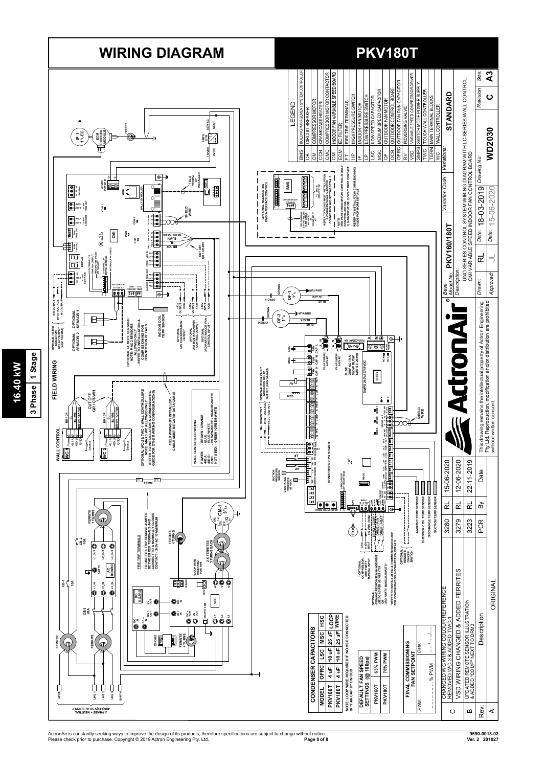# WIRING DIAGRAM

# PKV180T

16.40 kW

3 Phase | 1 Stage

## CONDENSER CAPACITORS

| MODEL | OFRC | LSC | MSC | HSC |
|---|---|---|---|---|
| PKV160T | 4 uF | 10 uF | 25 uF | LOOP |
| PKV180T | 4 uF | 10 uF | 25 uF | WIRE |

NOTE: LOOP WIRE REQUIRED IF NO HSC CONNECTED IN "FAN CAP H" ON OCB

| DEFAULT FAN SPEED SETTINGS (@ 100pa) | |
|---|---|
| PKV160T | 63% PWM |
| PKV180T | 78% PWM |

FINAL COMMISSIONING FAN SETPOINT

PWM: ............ % PWM    Date: ..../..../......

## LEGEND

| | |
|---|---|
| BMS | BUILDING MANAGEMENT SYSTEM/CONTROLLER |
| CB | CIRCUIT BREAKER |
| CM | COMPRESSOR MOTOR |
| CCH | CRANKCASE HEATER |
| CMC | COMPRESSOR MOTOR CONTACTOR |
| CMI | INDOOR FAN VARIABLE SPEED BOARD |
| ECM | EC FILTER |
| FT | FIRE TRIP TERMINALS |
| HP | HIGH PRESSURE SWITCH |
| IF | INDOOR FAN MOTOR |
| LP | LOW PRESSURE SWITCH |
| LSC | LOW SPEED CAPACITOR |
| MSC | MEDIUM SPEED CAPACITOR |
| OF | OUTDOOR FAN MOTOR |
| OCB | OUTDOOR CONTROL BOARD |
| OFRC | OUTDOOR FAN RUN CAPACITOR |
| RV | REVERSING VALVE |
| VSD | VARIABLE SPEED COMPRESSOR DRIVER |
| SMPS | SWITCH MODE POWER SUPPLY |
| TWC | TOUCH WALL CONTROLLER |
| TERM | MAIN TERMINAL BLOCKS |
| WC | WALL CONTROLLER |

400/415V 50 Hz SUPPLY 3 PHASE + NEUTRAL

NEUT, LINE 1, LINE 2, LINE 3, EARTH

FERRITE, CB-1 10A, CB-2 10A, CB-3 20A, FERRITE 7 TURNS, FERRITE 4 TURNS, 2 X FERRITES 3 TURNS EACH

FIRE TRIP TERMINALS: TO USE FIRE TRIP REMOVE JUMPER BETWEEN FT1 AND FT2 AND CONNECT TO A NORMALLY CLOSED CONTACT - 240V AC 10A MINIMUM

* LOOP WIRE REQUIRED FOR HPS

TERM, CHOKE, DC BOARD, AC BOARD, VSD, CM-1 3~, EXV

WALL CONTROL

FIELD WIRING

OPTIONAL WC-2 & TWC-1 WALL CONTROLLERS NOTE: MAX 3 WC ALLOWED ONLY (REFER TO INSTALLATION & COMMISSIONING GUIDE FOR OTHER WIRING CONFIGURATIONS)

FIELD WIRING BY INSTALLER - CABLE MUST BE CAT5e DATA CABLE

WALL CONTROLLER WIRING
- POWER: - BROWN / ORANGE
- 485 A: - BLUE
- 485 B: - BLUE-WHITE / ORANGE-WHITE
- GND: - GREEN / GREEN-WHITE
- NOT USED: - GREEN / GREEN-WHITE

OPTIONAL REMOTE SENSORS NOTE: MAX 2 SENSORS ALLOWED ONLY - REFER TO INSTALLATION & COMMISSIONING GUIDE FOR CONNECTION DETAILS

OPTIONAL SENSOR 2, OPTIONAL SENSOR 1, INDOOR COIL TEMP SENSOR

OPTIONAL FILTER INDICATOR RELAY OUTPUT (240V, 5A MAX)

OPTIONAL FAN RUN INDICATION OUTPUT

OPTIONAL OUTSIDE AIR DAMPER CONTROL OUTPUT

OPTIONAL 3RD PARTY INDOOR FAN CONTROL INPUT

CUT OFF GR / GR-WHI

OPTIONAL MODBUS 485 BMS INTERFACE CONTROL

REFER TO "COMMISSIONING & INSTALLATION & COMMISSIONING GUIDE" FOR CONNECTION AND SETTING DETAILS

* NOTE: 3RD PARTY INDOOR FAN CONTROL IS ONLY CONTROLLED VIA: 1) 0-10V INPUT OR 2) VOLT FREE CONTACT REFER TO INSTALLATION COMMISSIONING GUIDE FOR MORE DETAILS

IF-1 1~EC, ECM CONTROL MODULE, FERRITE, SMPS, CMI, WALL CONTROLLER, FIELD WIRING BY INSTALLER, SHIELD WIRE

OPTIONAL RUN & FAULT INDICATION RELAY OUTPUT (240V 5A MAX)

CONDENSER CPU BOARD, OCB, SMPS 240VAC/12VDC, FUSE 250V AC 10 A SLOW BLOW SIZE 5 x 20mm

OF-1 1~, OF-2 1~, OFRC-1, OFRC-2, LSC, MSC, CCH, RV, HP, LP

SUCTION PRESSURE SENSOR, DISCHARGE PRESSURE SENSOR

OPTIONAL: COMPRESSOR MANUAL INPUT
- DEMAND RESPONSE MANAGEMENT (DRM)
- 3RD PARTY MANUAL INPUTS *

* REFER TO INSTALLATION & COMMISSIONING GUIDE FOR CONFIGURATION & CONNECTION DETAILS

OPTIONAL REMOTE ON/OFF SWITCH

AMBIENT TEMP SENSOR, OUTDOOR COIL TEMP SENSOR, DISCHARGE TEMP SENSOR, SUCTION TEMP SENSOR

| Rev. | Description | PCR | By | Date |
|---|---|---|---|---|
| C | CHANGED WC WIRING COLOUR REFERENCE REMOVED WC-3 & ADDED TWC-1 | 3280 | RL | 15-06-2020 |
| | VSD WIRING CHANGED & ADDED FERRITES | 3279 | RL | 12-06-2020 |
| B | UPDATED REMOTE SENSOR ILLUSTRATION & ADDED "COMP" NEXT TO DRM3 | 3223 | RL | 22-11-2019 |
| A | ORIGINAL | | | |

ActronAir®

This drawing remains the intellectual property of Actron Engineering Pty Ltd. Reproduction, modification and/or distribution are prohibited without written consent.

Base Model No: PKV160/180T

Variation Code:

Variations: STANDARD

Description: UNO SERIES CONTROL SYSTEM WIRING DIAGRAM WITH LC SERIES WALL CONTROL, CMI VARIABLE SPEED INDOOR FAN CONTROL BOARD

Drawn: RL  Date: 18-03-2019

Approved: JL  Date: 15-06-2020

Drawing No: WD2030

Revision: C

Size: A3

ActronAir is constantly seeking ways to improve the design of its products, therefore specifications are subject to change without notice.
Please check prior to purchase. Copyright © 2019 Actron Engineering Pty. Ltd.

9590-0013-02
Ver. 2 201027